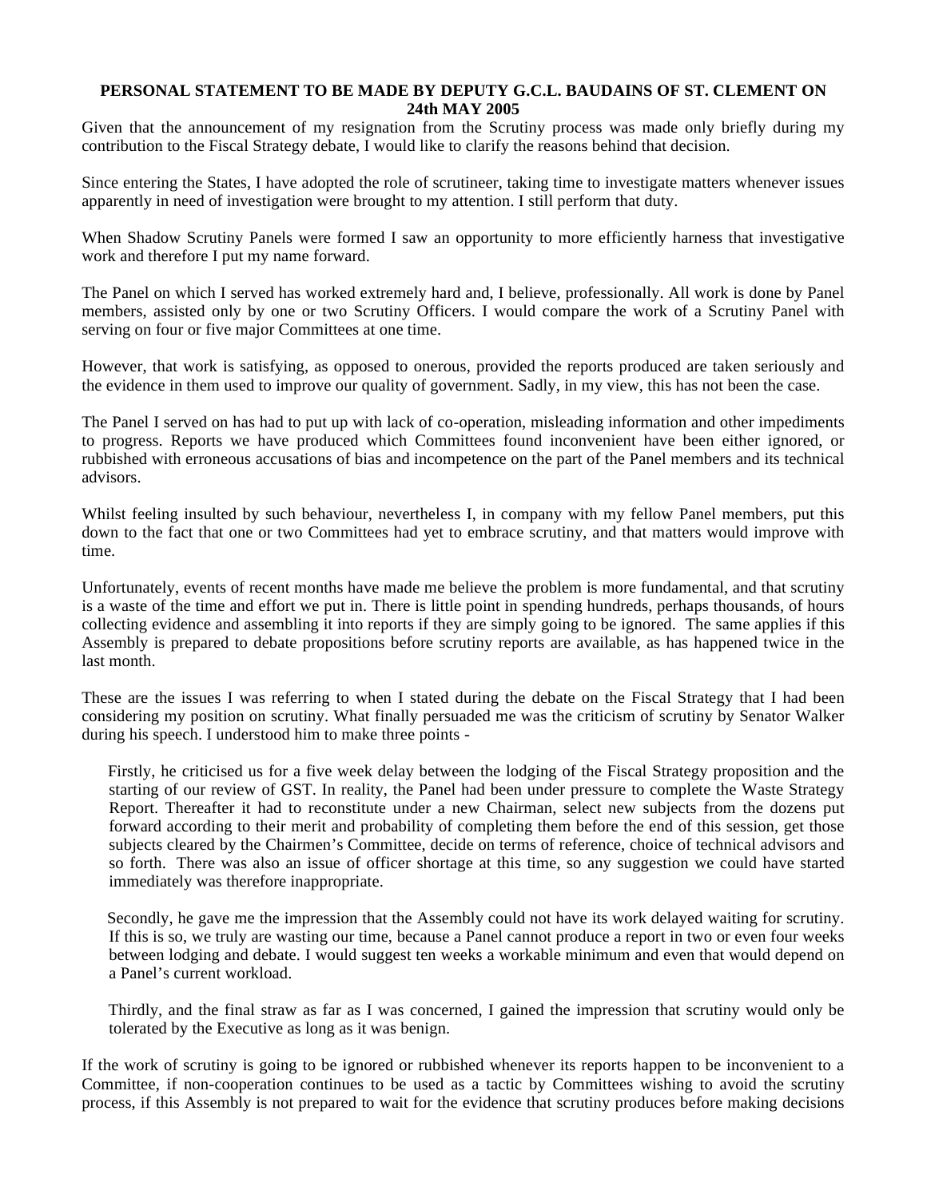**PERSONAL STATEMENT TO BE MADE BY DEPUTY G.C.L. BAUDAINS OF ST. CLEMENT ON 24th MAY 2005**

Given that the announcement of my resignation from the Scrutiny process was made only briefly during my contribution to the Fiscal Strategy debate, I would like to clarify the reasons behind that decision.

Since entering the States, I have adopted the role of scrutineer, taking time to investigate matters whenever issues apparently in need of investigation were brought to my attention. I still perform that duty.

When Shadow Scrutiny Panels were formed I saw an opportunity to more efficiently harness that investigative work and therefore I put my name forward.

The Panel on which I served has worked extremely hard and, I believe, professionally. All work is done by Panel members, assisted only by one or two Scrutiny Officers. I would compare the work of a Scrutiny Panel with serving on four or five major Committees at one time.

However, that work is satisfying, as opposed to onerous, provided the reports produced are taken seriously and the evidence in them used to improve our quality of government. Sadly, in my view, this has not been the case.

The Panel I served on has had to put up with lack of co-operation, misleading information and other impediments to progress. Reports we have produced which Committees found inconvenient have been either ignored, or rubbished with erroneous accusations of bias and incompetence on the part of the Panel members and its technical advisors.

Whilst feeling insulted by such behaviour, nevertheless I, in company with my fellow Panel members, put this down to the fact that one or two Committees had yet to embrace scrutiny, and that matters would improve with time.

Unfortunately, events of recent months have made me believe the problem is more fundamental, and that scrutiny is a waste of the time and effort we put in. There is little point in spending hundreds, perhaps thousands, of hours collecting evidence and assembling it into reports if they are simply going to be ignored. The same applies if this Assembly is prepared to debate propositions before scrutiny reports are available, as has happened twice in the last month.

These are the issues I was referring to when I stated during the debate on the Fiscal Strategy that I had been considering my position on scrutiny. What finally persuaded me was the criticism of scrutiny by Senator Walker during his speech. I understood him to make three points -

Firstly, he criticised us for a five week delay between the lodging of the Fiscal Strategy proposition and the starting of our review of GST. In reality, the Panel had been under pressure to complete the Waste Strategy Report. Thereafter it had to reconstitute under a new Chairman, select new subjects from the dozens put forward according to their merit and probability of completing them before the end of this session, get those subjects cleared by the Chairmen's Committee, decide on terms of reference, choice of technical advisors and so forth. There was also an issue of officer shortage at this time, so any suggestion we could have started immediately was therefore inappropriate.

Secondly, he gave me the impression that the Assembly could not have its work delayed waiting for scrutiny. If this is so, we truly are wasting our time, because a Panel cannot produce a report in two or even four weeks between lodging and debate. I would suggest ten weeks a workable minimum and even that would depend on a Panel's current workload.

Thirdly, and the final straw as far as I was concerned, I gained the impression that scrutiny would only be tolerated by the Executive as long as it was benign.

If the work of scrutiny is going to be ignored or rubbished whenever its reports happen to be inconvenient to a Committee, if non-cooperation continues to be used as a tactic by Committees wishing to avoid the scrutiny process, if this Assembly is not prepared to wait for the evidence that scrutiny produces before making decisions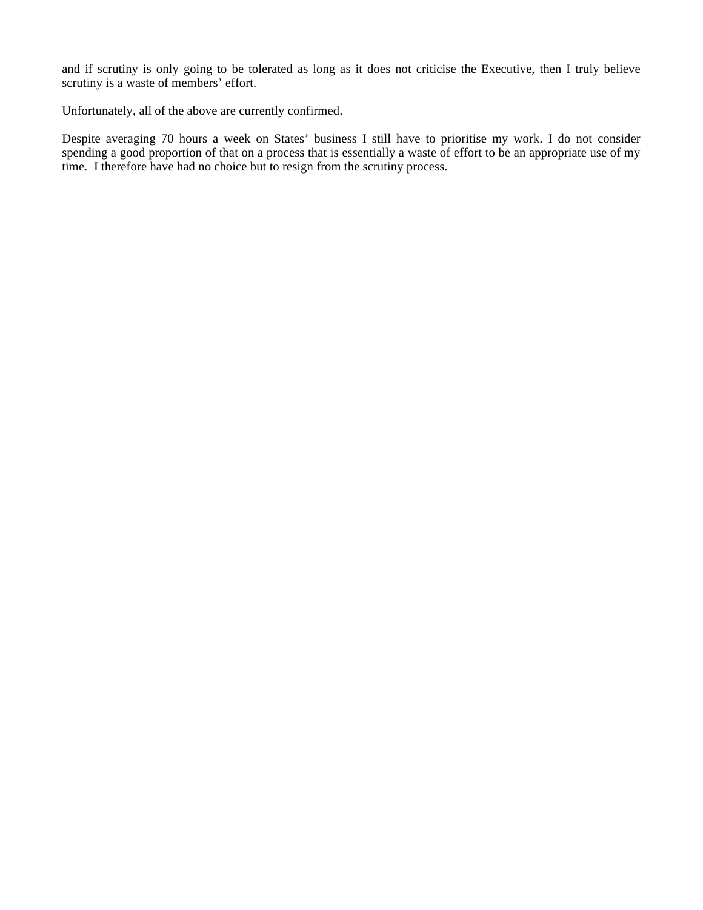and if scrutiny is only going to be tolerated as long as it does not criticise the Executive, then I truly believe scrutiny is a waste of members' effort.

Unfortunately, all of the above are currently confirmed.

Despite averaging 70 hours a week on States' business I still have to prioritise my work. I do not consider spending a good proportion of that on a process that is essentially a waste of effort to be an appropriate use of my time.  I therefore have had no choice but to resign from the scrutiny process.